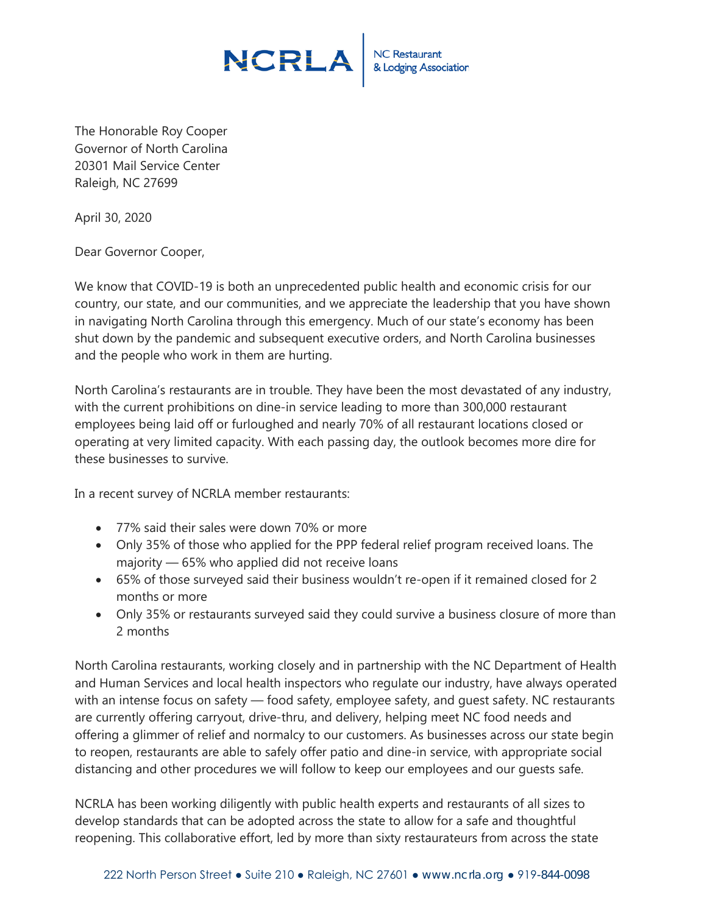NCRLA | NC Restaurant & Lodging Association

The Honorable Roy Cooper
Governor of North Carolina
20301 Mail Service Center
Raleigh, NC 27699

April 30, 2020

Dear Governor Cooper,

We know that COVID-19 is both an unprecedented public health and economic crisis for our country, our state, and our communities, and we appreciate the leadership that you have shown in navigating North Carolina through this emergency. Much of our state's economy has been shut down by the pandemic and subsequent executive orders, and North Carolina businesses and the people who work in them are hurting.

North Carolina's restaurants are in trouble. They have been the most devastated of any industry, with the current prohibitions on dine-in service leading to more than 300,000 restaurant employees being laid off or furloughed and nearly 70% of all restaurant locations closed or operating at very limited capacity. With each passing day, the outlook becomes more dire for these businesses to survive.

In a recent survey of NCRLA member restaurants:

- 77% said their sales were down 70% or more
- Only 35% of those who applied for the PPP federal relief program received loans. The majority — 65% who applied did not receive loans
- 65% of those surveyed said their business wouldn't re-open if it remained closed for 2 months or more
- Only 35% or restaurants surveyed said they could survive a business closure of more than 2 months

North Carolina restaurants, working closely and in partnership with the NC Department of Health and Human Services and local health inspectors who regulate our industry, have always operated with an intense focus on safety — food safety, employee safety, and guest safety. NC restaurants are currently offering carryout, drive-thru, and delivery, helping meet NC food needs and offering a glimmer of relief and normalcy to our customers. As businesses across our state begin to reopen, restaurants are able to safely offer patio and dine-in service, with appropriate social distancing and other procedures we will follow to keep our employees and our guests safe.

NCRLA has been working diligently with public health experts and restaurants of all sizes to develop standards that can be adopted across the state to allow for a safe and thoughtful reopening. This collaborative effort, led by more than sixty restaurateurs from across the state

222 North Person Street ● Suite 210 ● Raleigh, NC 27601 ● www.ncrla.org ● 919-844-0098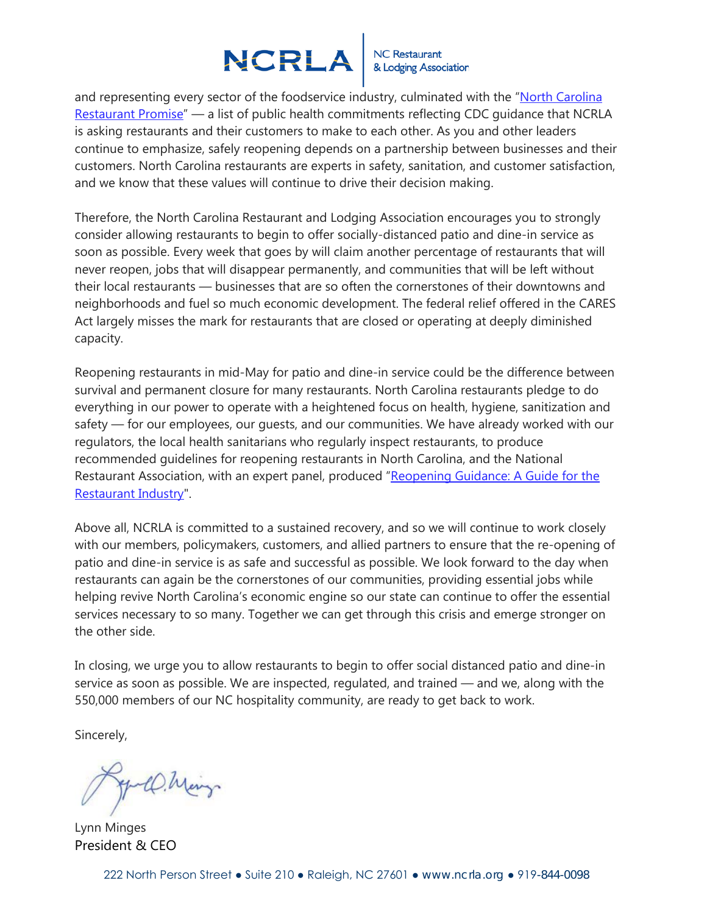and representing every sector of the foodservice industry, culminated with the "[North Carolina Restaurant Promise]" — a list of public health commitments reflecting CDC guidance that NCRLA is asking restaurants and their customers to make to each other. As you and other leaders continue to emphasize, safely reopening depends on a partnership between businesses and their customers. North Carolina restaurants are experts in safety, sanitation, and customer satisfaction, and we know that these values will continue to drive their decision making.

Therefore, the North Carolina Restaurant and Lodging Association encourages you to strongly consider allowing restaurants to begin to offer socially-distanced patio and dine-in service as soon as possible. Every week that goes by will claim another percentage of restaurants that will never reopen, jobs that will disappear permanently, and communities that will be left without their local restaurants — businesses that are so often the cornerstones of their downtowns and neighborhoods and fuel so much economic development. The federal relief offered in the CARES Act largely misses the mark for restaurants that are closed or operating at deeply diminished capacity.

Reopening restaurants in mid-May for patio and dine-in service could be the difference between survival and permanent closure for many restaurants. North Carolina restaurants pledge to do everything in our power to operate with a heightened focus on health, hygiene, sanitization and safety — for our employees, our guests, and our communities. We have already worked with our regulators, the local health sanitarians who regularly inspect restaurants, to produce recommended guidelines for reopening restaurants in North Carolina, and the National Restaurant Association, with an expert panel, produced "[Reopening Guidance: A Guide for the Restaurant Industry]".

Above all, NCRLA is committed to a sustained recovery, and so we will continue to work closely with our members, policymakers, customers, and allied partners to ensure that the re-opening of patio and dine-in service is as safe and successful as possible. We look forward to the day when restaurants can again be the cornerstones of our communities, providing essential jobs while helping revive North Carolina's economic engine so our state can continue to offer the essential services necessary to so many. Together we can get through this crisis and emerge stronger on the other side.

In closing, we urge you to allow restaurants to begin to offer social distanced patio and dine-in service as soon as possible. We are inspected, regulated, and trained — and we, along with the 550,000 members of our NC hospitality community, are ready to get back to work.

Sincerely,

Lynn Minges
President & CEO